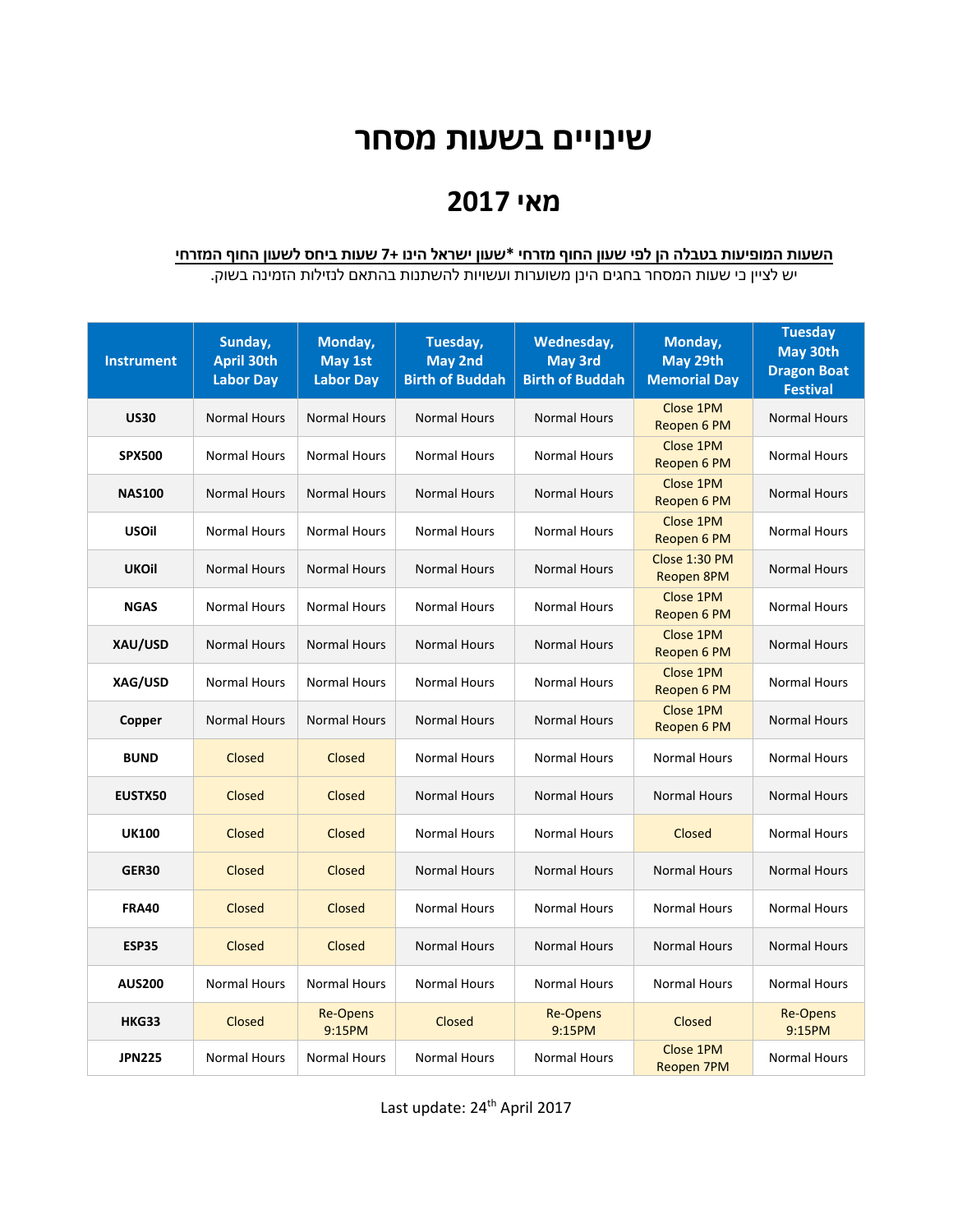# שינויים בשעות מסחר

## מאי 2017

**השעות המופיעות בטבלה הן לפי שעון החוף מזרחי *שעון ישראל הינו +7 שעות ביחס לשעון החוף המזרחי**

יש לציין כי שעות המסחר בחגים הינן משוערות ועשויות להשתנות בהתאם לנזילות הזמינה בשוק.

| Instrument | Sunday, April 30th Labor Day | Monday, May 1st Labor Day | Tuesday, May 2nd Birth of Buddah | Wednesday, May 3rd Birth of Buddah | Monday, May 29th Memorial Day | Tuesday May 30th Dragon Boat Festival |
|---|---|---|---|---|---|---|
| **US30** | Normal Hours | Normal Hours | Normal Hours | Normal Hours | Close 1PM Reopen 6 PM | Normal Hours |
| **SPX500** | Normal Hours | Normal Hours | Normal Hours | Normal Hours | Close 1PM Reopen 6 PM | Normal Hours |
| **NAS100** | Normal Hours | Normal Hours | Normal Hours | Normal Hours | Close 1PM Reopen 6 PM | Normal Hours |
| **USOil** | Normal Hours | Normal Hours | Normal Hours | Normal Hours | Close 1PM Reopen 6 PM | Normal Hours |
| **UKOil** | Normal Hours | Normal Hours | Normal Hours | Normal Hours | Close 1:30 PM Reopen 8PM | Normal Hours |
| **NGAS** | Normal Hours | Normal Hours | Normal Hours | Normal Hours | Close 1PM Reopen 6 PM | Normal Hours |
| **XAU/USD** | Normal Hours | Normal Hours | Normal Hours | Normal Hours | Close 1PM Reopen 6 PM | Normal Hours |
| **XAG/USD** | Normal Hours | Normal Hours | Normal Hours | Normal Hours | Close 1PM Reopen 6 PM | Normal Hours |
| **Copper** | Normal Hours | Normal Hours | Normal Hours | Normal Hours | Close 1PM Reopen 6 PM | Normal Hours |
| **BUND** | Closed | Closed | Normal Hours | Normal Hours | Normal Hours | Normal Hours |
| **EUSTX50** | Closed | Closed | Normal Hours | Normal Hours | Normal Hours | Normal Hours |
| **UK100** | Closed | Closed | Normal Hours | Normal Hours | Closed | Normal Hours |
| **GER30** | Closed | Closed | Normal Hours | Normal Hours | Normal Hours | Normal Hours |
| **FRA40** | Closed | Closed | Normal Hours | Normal Hours | Normal Hours | Normal Hours |
| **ESP35** | Closed | Closed | Normal Hours | Normal Hours | Normal Hours | Normal Hours |
| **AUS200** | Normal Hours | Normal Hours | Normal Hours | Normal Hours | Normal Hours | Normal Hours |
| **HKG33** | Closed | Re-Opens 9:15PM | Closed | Re-Opens 9:15PM | Closed | Re-Opens 9:15PM |
| **JPN225** | Normal Hours | Normal Hours | Normal Hours | Normal Hours | Close 1PM Reopen 7PM | Normal Hours |

Last update: 24th April 2017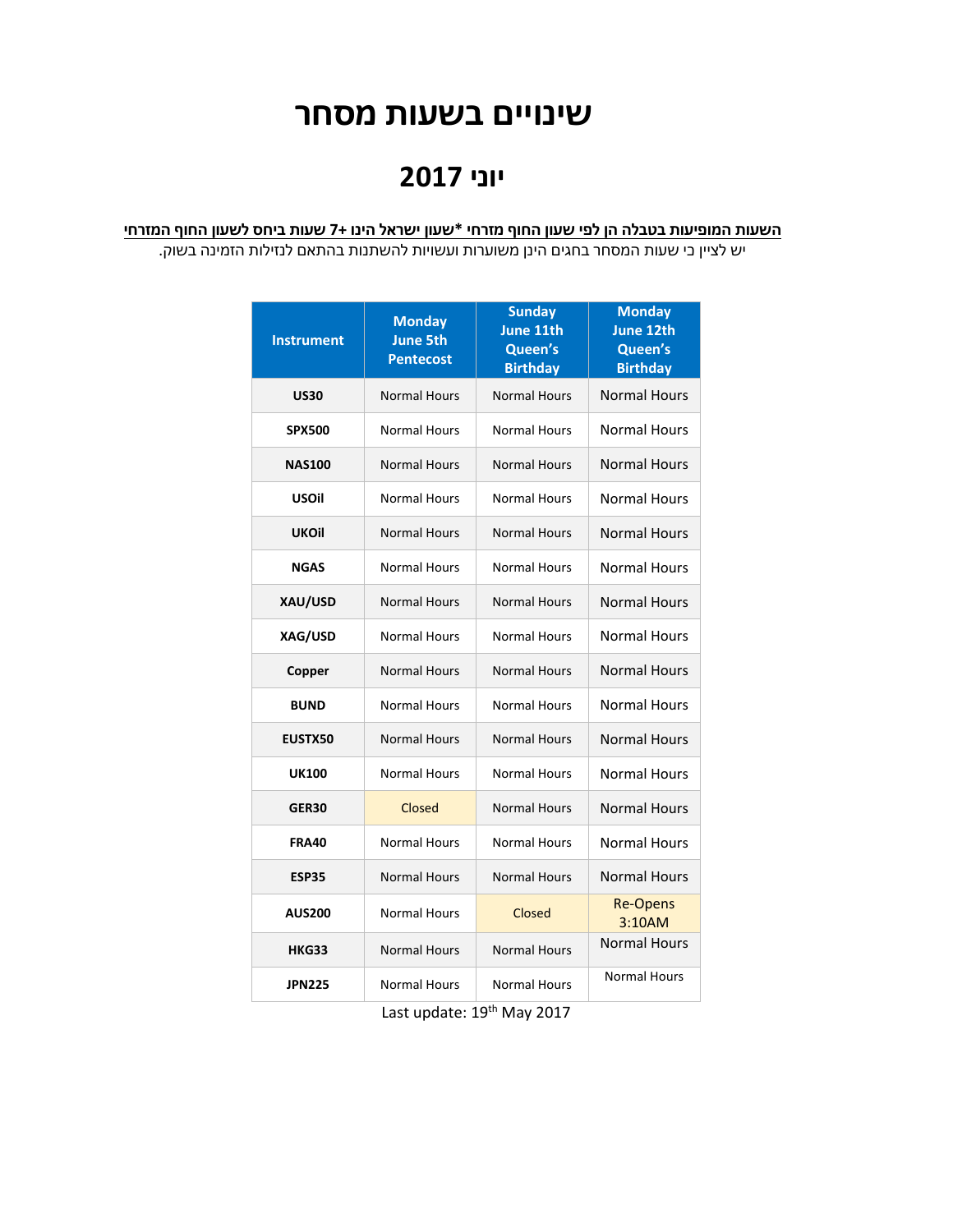# שינויים בשעות מסחר

## יוני 2017

**<u>השעות המופיעות בטבלה הן לפי שעון החוף מזרחי *שעון ישראל הינו +7 שעות ביחס לשעון החוף המזרחי</u>**

יש לציין כי שעות המסחר בחגים הינן משוערות ועשויות להשתנות בהתאם לנזילות הזמינה בשוק.

| Instrument | Monday June 5th Pentecost | Sunday June 11th Queen's Birthday | Monday June 12th Queen's Birthday |
|---|---|---|---|
| US30 | Normal Hours | Normal Hours | Normal Hours |
| SPX500 | Normal Hours | Normal Hours | Normal Hours |
| NAS100 | Normal Hours | Normal Hours | Normal Hours |
| USOil | Normal Hours | Normal Hours | Normal Hours |
| UKOil | Normal Hours | Normal Hours | Normal Hours |
| NGAS | Normal Hours | Normal Hours | Normal Hours |
| XAU/USD | Normal Hours | Normal Hours | Normal Hours |
| XAG/USD | Normal Hours | Normal Hours | Normal Hours |
| Copper | Normal Hours | Normal Hours | Normal Hours |
| BUND | Normal Hours | Normal Hours | Normal Hours |
| EUSTX50 | Normal Hours | Normal Hours | Normal Hours |
| UK100 | Normal Hours | Normal Hours | Normal Hours |
| GER30 | Closed | Normal Hours | Normal Hours |
| FRA40 | Normal Hours | Normal Hours | Normal Hours |
| ESP35 | Normal Hours | Normal Hours | Normal Hours |
| AUS200 | Normal Hours | Closed | Re-Opens 3:10AM |
| HKG33 | Normal Hours | Normal Hours | Normal Hours |
| JPN225 | Normal Hours | Normal Hours | Normal Hours |

Last update: 19th May 2017